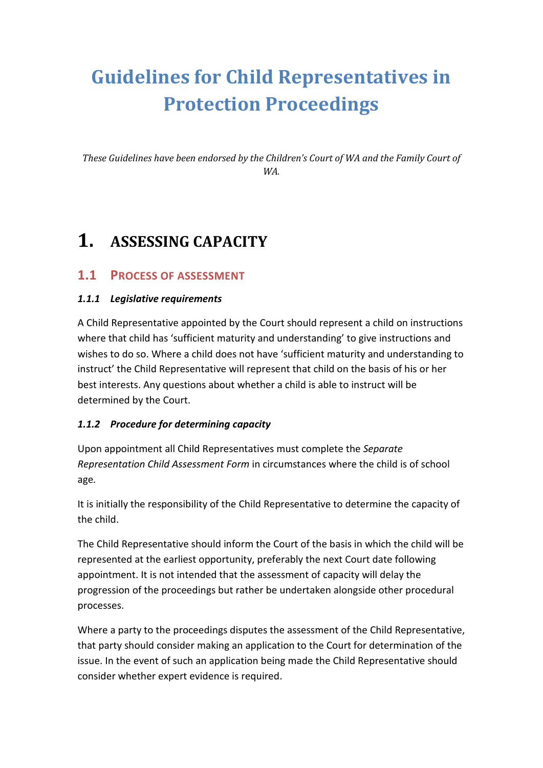# Guidelines for Child Representatives in Protection Proceedings

*These Guidelines have been endorsed by the Children's Court of WA and the Family Court of WA.*

## 1. ASSESSING CAPACITY

### 1.1 PROCESS OF ASSESSMENT

#### *1.1.1 Legislative requirements*

A Child Representative appointed by the Court should represent a child on instructions where that child has 'sufficient maturity and understanding' to give instructions and wishes to do so. Where a child does not have 'sufficient maturity and understanding to instruct' the Child Representative will represent that child on the basis of his or her best interests. Any questions about whether a child is able to instruct will be determined by the Court.

#### *1.1.2 Procedure for determining capacity*

Upon appointment all Child Representatives must complete the *Separate Representation Child Assessment Form* in circumstances where the child is of school age.

It is initially the responsibility of the Child Representative to determine the capacity of the child.

The Child Representative should inform the Court of the basis in which the child will be represented at the earliest opportunity, preferably the next Court date following appointment. It is not intended that the assessment of capacity will delay the progression of the proceedings but rather be undertaken alongside other procedural processes.

Where a party to the proceedings disputes the assessment of the Child Representative, that party should consider making an application to the Court for determination of the issue. In the event of such an application being made the Child Representative should consider whether expert evidence is required.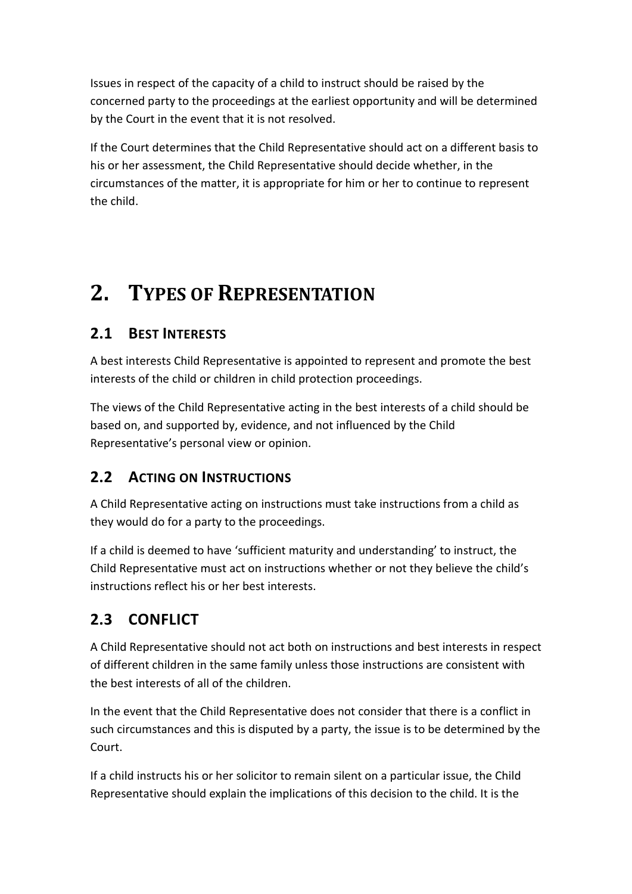Issues in respect of the capacity of a child to instruct should be raised by the concerned party to the proceedings at the earliest opportunity and will be determined by the Court in the event that it is not resolved.

If the Court determines that the Child Representative should act on a different basis to his or her assessment, the Child Representative should decide whether, in the circumstances of the matter, it is appropriate for him or her to continue to represent the child.

# 2. Types of Representation

## 2.1 Best Interests

A best interests Child Representative is appointed to represent and promote the best interests of the child or children in child protection proceedings.

The views of the Child Representative acting in the best interests of a child should be based on, and supported by, evidence, and not influenced by the Child Representative's personal view or opinion.

## 2.2 Acting on Instructions

A Child Representative acting on instructions must take instructions from a child as they would do for a party to the proceedings.

If a child is deemed to have 'sufficient maturity and understanding' to instruct, the Child Representative must act on instructions whether or not they believe the child's instructions reflect his or her best interests.

## 2.3 CONFLICT

A Child Representative should not act both on instructions and best interests in respect of different children in the same family unless those instructions are consistent with the best interests of all of the children.

In the event that the Child Representative does not consider that there is a conflict in such circumstances and this is disputed by a party, the issue is to be determined by the Court.

If a child instructs his or her solicitor to remain silent on a particular issue, the Child Representative should explain the implications of this decision to the child. It is the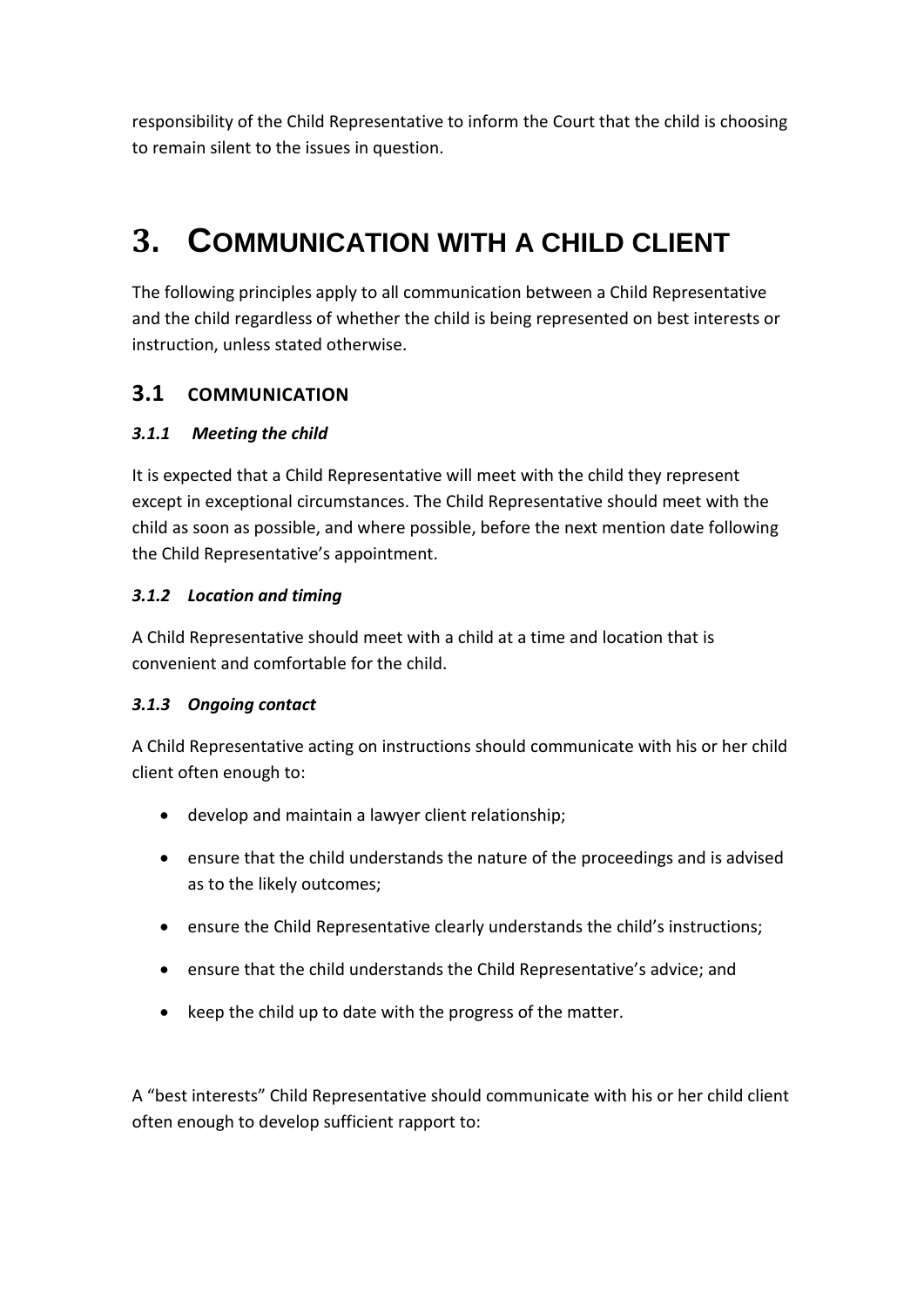responsibility of the Child Representative to inform the Court that the child is choosing to remain silent to the issues in question.

# 3. Communication with a child client

The following principles apply to all communication between a Child Representative and the child regardless of whether the child is being represented on best interests or instruction, unless stated otherwise.

## 3.1 COMMUNICATION

### *3.1.1 Meeting the child*

It is expected that a Child Representative will meet with the child they represent except in exceptional circumstances. The Child Representative should meet with the child as soon as possible, and where possible, before the next mention date following the Child Representative's appointment.

### *3.1.2 Location and timing*

A Child Representative should meet with a child at a time and location that is convenient and comfortable for the child.

### *3.1.3 Ongoing contact*

A Child Representative acting on instructions should communicate with his or her child client often enough to:

- develop and maintain a lawyer client relationship;
- ensure that the child understands the nature of the proceedings and is advised as to the likely outcomes;
- ensure the Child Representative clearly understands the child's instructions;
- ensure that the child understands the Child Representative's advice; and
- keep the child up to date with the progress of the matter.

A "best interests" Child Representative should communicate with his or her child client often enough to develop sufficient rapport to: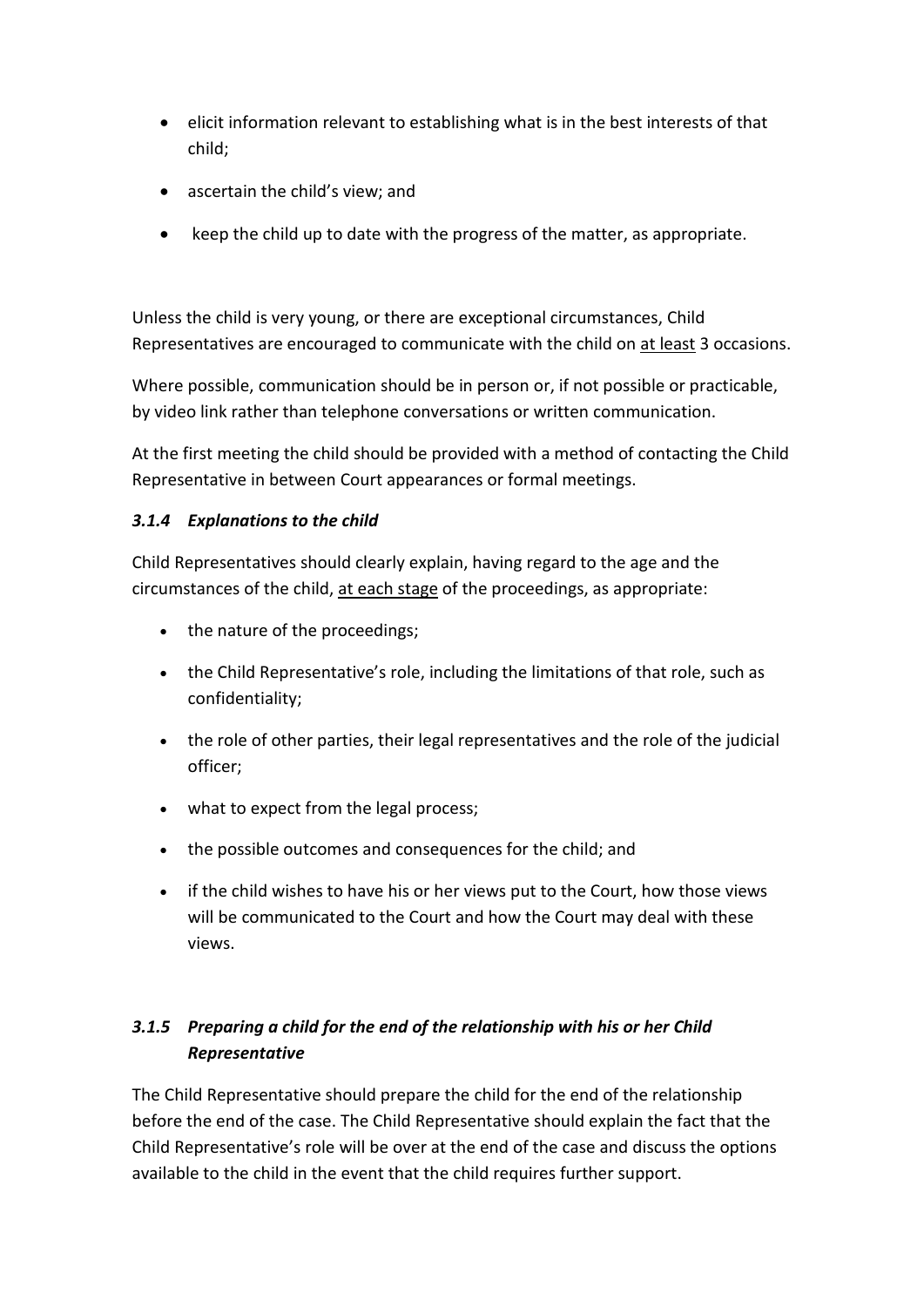- elicit information relevant to establishing what is in the best interests of that child;
- ascertain the child's view; and
- keep the child up to date with the progress of the matter, as appropriate.

Unless the child is very young, or there are exceptional circumstances, Child Representatives are encouraged to communicate with the child on <u>at least</u> 3 occasions.

Where possible, communication should be in person or, if not possible or practicable, by video link rather than telephone conversations or written communication.

At the first meeting the child should be provided with a method of contacting the Child Representative in between Court appearances or formal meetings.

### *3.1.4 Explanations to the child*

Child Representatives should clearly explain, having regard to the age and the circumstances of the child, <u>at each stage</u> of the proceedings, as appropriate:

- the nature of the proceedings;
- the Child Representative's role, including the limitations of that role, such as confidentiality;
- the role of other parties, their legal representatives and the role of the judicial officer;
- what to expect from the legal process;
- the possible outcomes and consequences for the child; and
- if the child wishes to have his or her views put to the Court, how those views will be communicated to the Court and how the Court may deal with these views.

### *3.1.5 Preparing a child for the end of the relationship with his or her Child Representative*

The Child Representative should prepare the child for the end of the relationship before the end of the case. The Child Representative should explain the fact that the Child Representative's role will be over at the end of the case and discuss the options available to the child in the event that the child requires further support.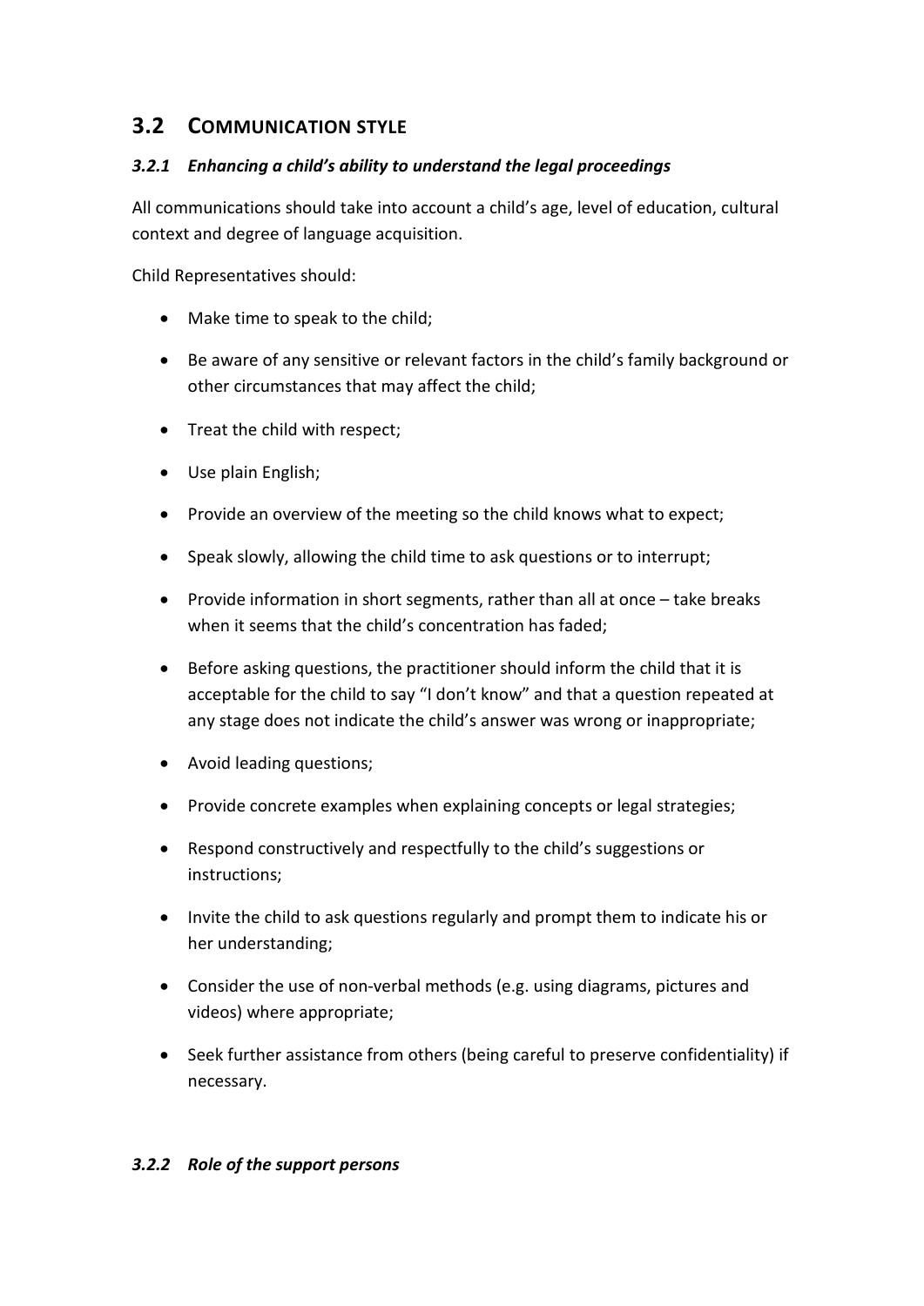## 3.2 COMMUNICATION STYLE

### *3.2.1 Enhancing a child's ability to understand the legal proceedings*

All communications should take into account a child's age, level of education, cultural context and degree of language acquisition.

Child Representatives should:

- Make time to speak to the child;
- Be aware of any sensitive or relevant factors in the child's family background or other circumstances that may affect the child;
- Treat the child with respect;
- Use plain English;
- Provide an overview of the meeting so the child knows what to expect;
- Speak slowly, allowing the child time to ask questions or to interrupt;
- Provide information in short segments, rather than all at once – take breaks when it seems that the child's concentration has faded;
- Before asking questions, the practitioner should inform the child that it is acceptable for the child to say "I don't know" and that a question repeated at any stage does not indicate the child's answer was wrong or inappropriate;
- Avoid leading questions;
- Provide concrete examples when explaining concepts or legal strategies;
- Respond constructively and respectfully to the child's suggestions or instructions;
- Invite the child to ask questions regularly and prompt them to indicate his or her understanding;
- Consider the use of non-verbal methods (e.g. using diagrams, pictures and videos) where appropriate;
- Seek further assistance from others (being careful to preserve confidentiality) if necessary.

### *3.2.2 Role of the support persons*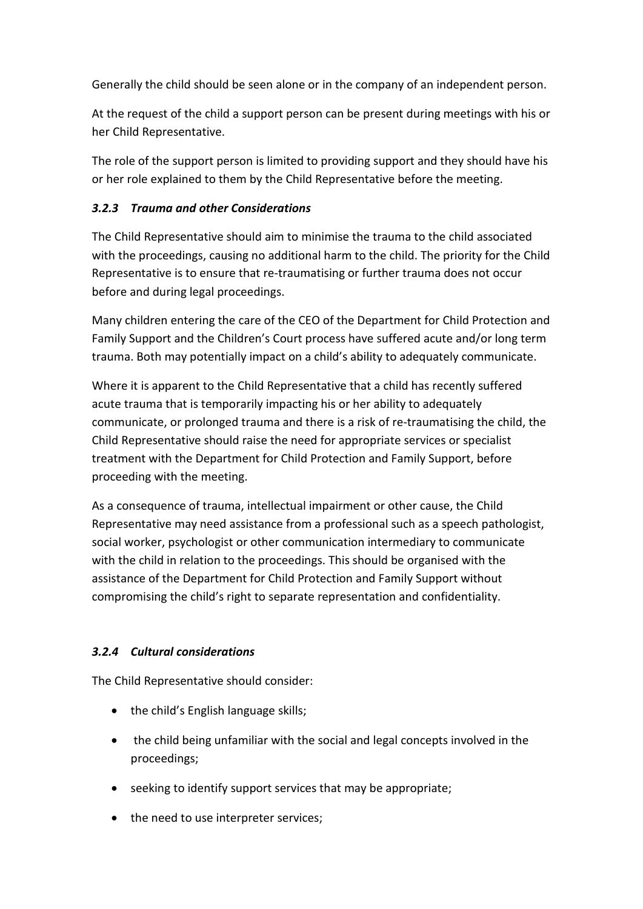Generally the child should be seen alone or in the company of an independent person.

At the request of the child a support person can be present during meetings with his or her Child Representative.

The role of the support person is limited to providing support and they should have his or her role explained to them by the Child Representative before the meeting.

### *3.2.3 Trauma and other Considerations*

The Child Representative should aim to minimise the trauma to the child associated with the proceedings, causing no additional harm to the child. The priority for the Child Representative is to ensure that re-traumatising or further trauma does not occur before and during legal proceedings.

Many children entering the care of the CEO of the Department for Child Protection and Family Support and the Children's Court process have suffered acute and/or long term trauma. Both may potentially impact on a child's ability to adequately communicate.

Where it is apparent to the Child Representative that a child has recently suffered acute trauma that is temporarily impacting his or her ability to adequately communicate, or prolonged trauma and there is a risk of re-traumatising the child, the Child Representative should raise the need for appropriate services or specialist treatment with the Department for Child Protection and Family Support, before proceeding with the meeting.

As a consequence of trauma, intellectual impairment or other cause, the Child Representative may need assistance from a professional such as a speech pathologist, social worker, psychologist or other communication intermediary to communicate with the child in relation to the proceedings. This should be organised with the assistance of the Department for Child Protection and Family Support without compromising the child's right to separate representation and confidentiality.

### *3.2.4 Cultural considerations*

The Child Representative should consider:

- the child's English language skills;
- the child being unfamiliar with the social and legal concepts involved in the proceedings;
- seeking to identify support services that may be appropriate;
- the need to use interpreter services;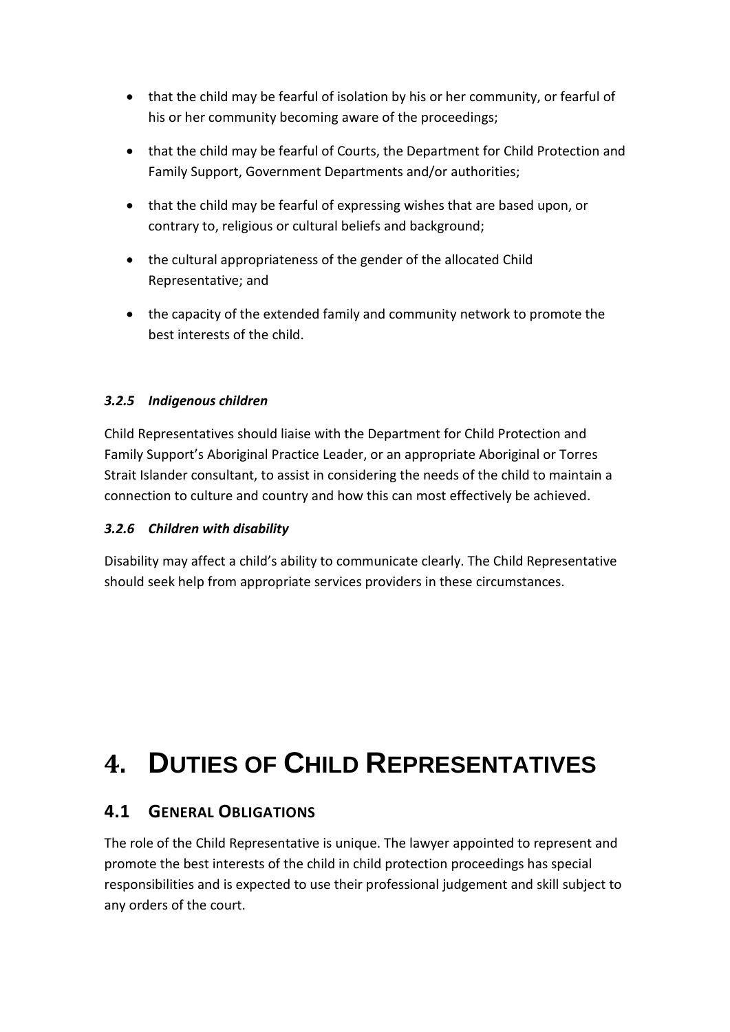- that the child may be fearful of isolation by his or her community, or fearful of his or her community becoming aware of the proceedings;
- that the child may be fearful of Courts, the Department for Child Protection and Family Support, Government Departments and/or authorities;
- that the child may be fearful of expressing wishes that are based upon, or contrary to, religious or cultural beliefs and background;
- the cultural appropriateness of the gender of the allocated Child Representative; and
- the capacity of the extended family and community network to promote the best interests of the child.

#### *3.2.5 Indigenous children*

Child Representatives should liaise with the Department for Child Protection and Family Support's Aboriginal Practice Leader, or an appropriate Aboriginal or Torres Strait Islander consultant, to assist in considering the needs of the child to maintain a connection to culture and country and how this can most effectively be achieved.

#### *3.2.6 Children with disability*

Disability may affect a child's ability to communicate clearly. The Child Representative should seek help from appropriate services providers in these circumstances.

# 4. DUTIES OF CHILD REPRESENTATIVES

## 4.1 GENERAL OBLIGATIONS

The role of the Child Representative is unique. The lawyer appointed to represent and promote the best interests of the child in child protection proceedings has special responsibilities and is expected to use their professional judgement and skill subject to any orders of the court.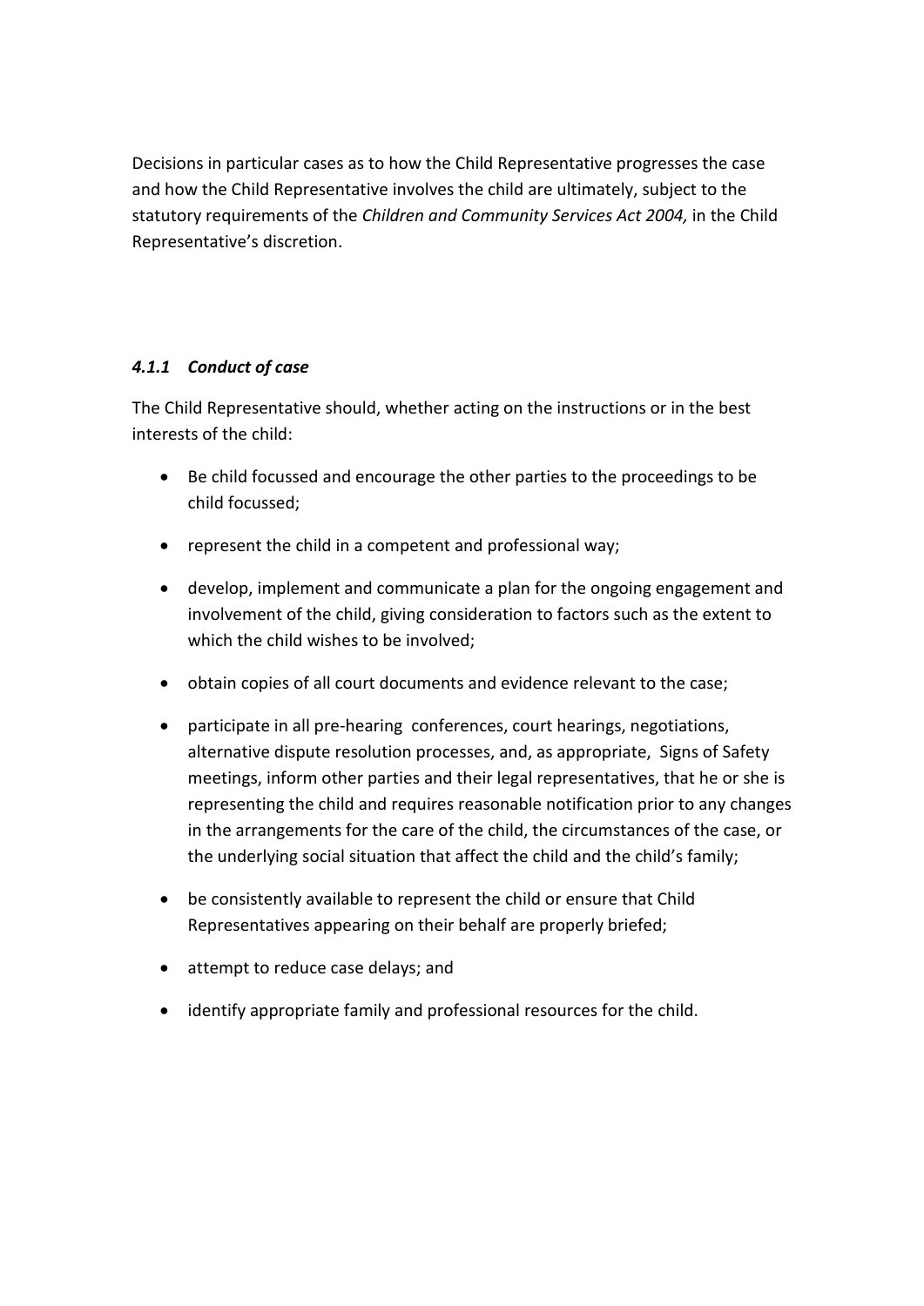Decisions in particular cases as to how the Child Representative progresses the case and how the Child Representative involves the child are ultimately, subject to the statutory requirements of the *Children and Community Services Act 2004,* in the Child Representative's discretion.

#### *4.1.1 Conduct of case*

The Child Representative should, whether acting on the instructions or in the best interests of the child:

- Be child focussed and encourage the other parties to the proceedings to be child focussed;
- represent the child in a competent and professional way;
- develop, implement and communicate a plan for the ongoing engagement and involvement of the child, giving consideration to factors such as the extent to which the child wishes to be involved;
- obtain copies of all court documents and evidence relevant to the case;
- participate in all pre-hearing conferences, court hearings, negotiations, alternative dispute resolution processes, and, as appropriate, Signs of Safety meetings, inform other parties and their legal representatives, that he or she is representing the child and requires reasonable notification prior to any changes in the arrangements for the care of the child, the circumstances of the case, or the underlying social situation that affect the child and the child's family;
- be consistently available to represent the child or ensure that Child Representatives appearing on their behalf are properly briefed;
- attempt to reduce case delays; and
- identify appropriate family and professional resources for the child.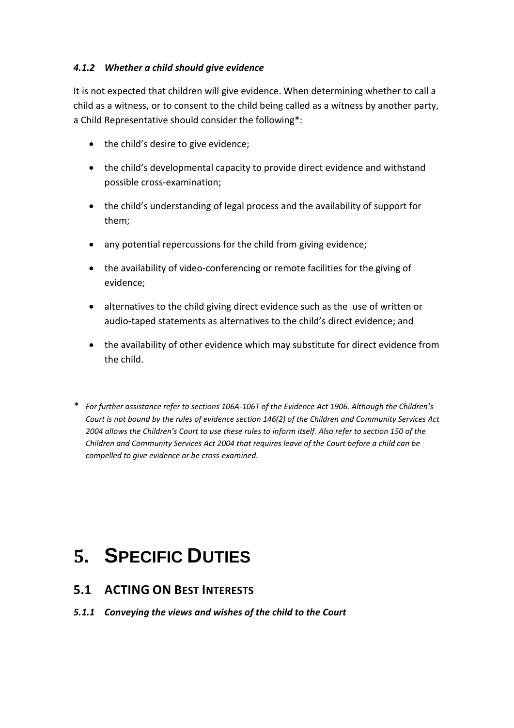#### *4.1.2 Whether a child should give evidence*

It is not expected that children will give evidence. When determining whether to call a child as a witness, or to consent to the child being called as a witness by another party, a Child Representative should consider the following*:

- the child's desire to give evidence;
- the child's developmental capacity to provide direct evidence and withstand possible cross-examination;
- the child's understanding of legal process and the availability of support for them;
- any potential repercussions for the child from giving evidence;
- the availability of video-conferencing or remote facilities for the giving of evidence;
- alternatives to the child giving direct evidence such as the use of written or audio-taped statements as alternatives to the child's direct evidence; and
- the availability of other evidence which may substitute for direct evidence from the child.

\* *For further assistance refer to sections 106A-106T of the Evidence Act 1906. Although the Children's Court is not bound by the rules of evidence section 146(2) of the Children and Community Services Act 2004 allows the Children's Court to use these rules to inform itself. Also refer to section 150 of the Children and Community Services Act 2004 that requires leave of the Court before a child can be compelled to give evidence or be cross-examined.*

# 5. SPECIFIC DUTIES

## 5.1 ACTING ON BEST INTERESTS

#### *5.1.1 Conveying the views and wishes of the child to the Court*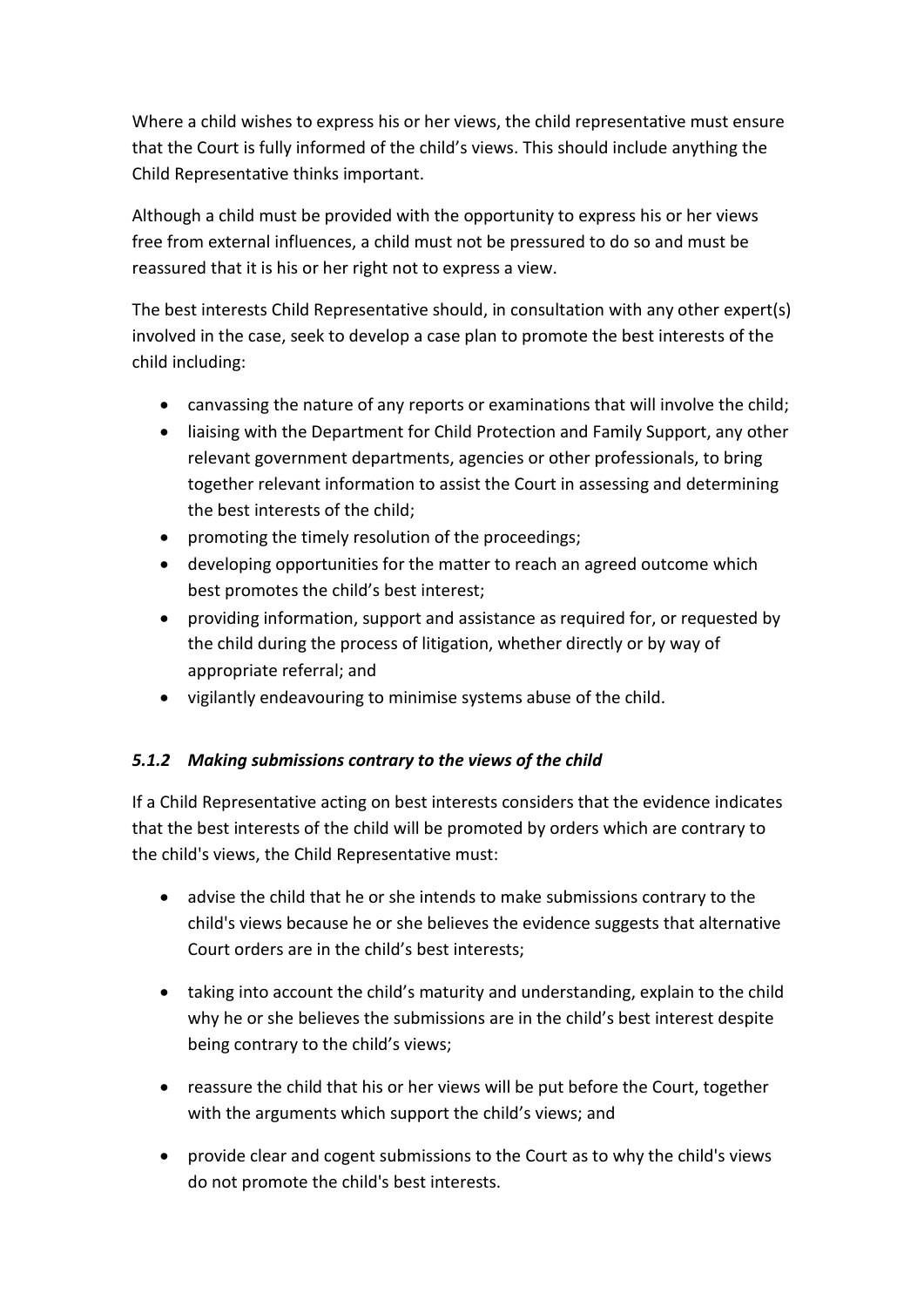Where a child wishes to express his or her views, the child representative must ensure that the Court is fully informed of the child's views. This should include anything the Child Representative thinks important.

Although a child must be provided with the opportunity to express his or her views free from external influences, a child must not be pressured to do so and must be reassured that it is his or her right not to express a view.

The best interests Child Representative should, in consultation with any other expert(s) involved in the case, seek to develop a case plan to promote the best interests of the child including:

- canvassing the nature of any reports or examinations that will involve the child;
- liaising with the Department for Child Protection and Family Support, any other relevant government departments, agencies or other professionals, to bring together relevant information to assist the Court in assessing and determining the best interests of the child;
- promoting the timely resolution of the proceedings;
- developing opportunities for the matter to reach an agreed outcome which best promotes the child's best interest;
- providing information, support and assistance as required for, or requested by the child during the process of litigation, whether directly or by way of appropriate referral; and
- vigilantly endeavouring to minimise systems abuse of the child.

### *5.1.2 Making submissions contrary to the views of the child*

If a Child Representative acting on best interests considers that the evidence indicates that the best interests of the child will be promoted by orders which are contrary to the child's views, the Child Representative must:

- advise the child that he or she intends to make submissions contrary to the child's views because he or she believes the evidence suggests that alternative Court orders are in the child's best interests;
- taking into account the child's maturity and understanding, explain to the child why he or she believes the submissions are in the child's best interest despite being contrary to the child's views;
- reassure the child that his or her views will be put before the Court, together with the arguments which support the child's views; and
- provide clear and cogent submissions to the Court as to why the child's views do not promote the child's best interests.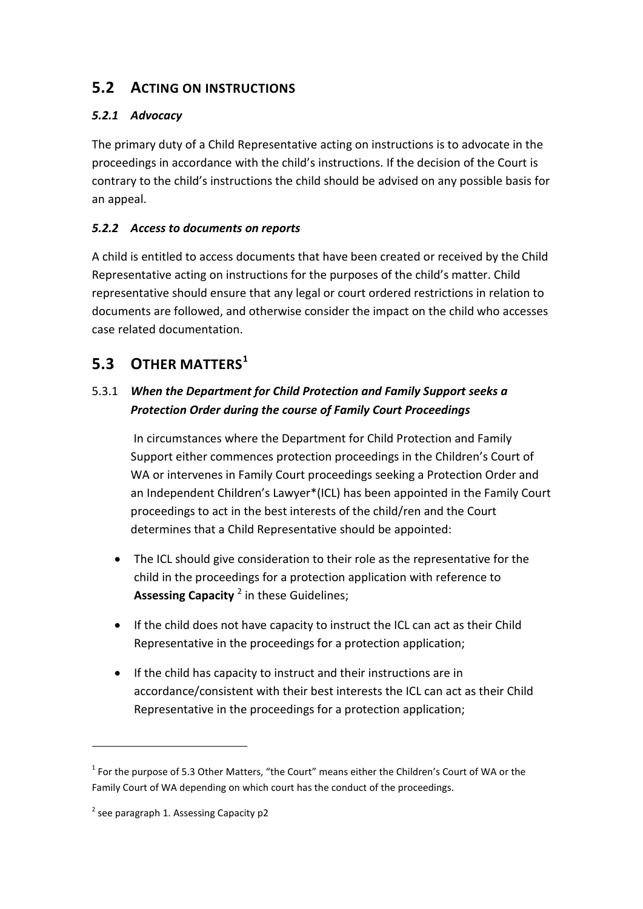## 5.2 ACTING ON INSTRUCTIONS

### *5.2.1 Advocacy*

The primary duty of a Child Representative acting on instructions is to advocate in the proceedings in accordance with the child's instructions. If the decision of the Court is contrary to the child's instructions the child should be advised on any possible basis for an appeal.

### *5.2.2 Access to documents on reports*

A child is entitled to access documents that have been created or received by the Child Representative acting on instructions for the purposes of the child's matter. Child representative should ensure that any legal or court ordered restrictions in relation to documents are followed, and otherwise consider the impact on the child who accesses case related documentation.

## 5.3 OTHER MATTERS[1]

### 5.3.1 *When the Department for Child Protection and Family Support seeks a Protection Order during the course of Family Court Proceedings*

In circumstances where the Department for Child Protection and Family Support either commences protection proceedings in the Children's Court of WA or intervenes in Family Court proceedings seeking a Protection Order and an Independent Children's Lawyer*(ICL) has been appointed in the Family Court proceedings to act in the best interests of the child/ren and the Court determines that a Child Representative should be appointed:

- The ICL should give consideration to their role as the representative for the child in the proceedings for a protection application with reference to **Assessing Capacity** [2] in these Guidelines;
- If the child does not have capacity to instruct the ICL can act as their Child Representative in the proceedings for a protection application;
- If the child has capacity to instruct and their instructions are in accordance/consistent with their best interests the ICL can act as their Child Representative in the proceedings for a protection application;

---

[1] For the purpose of 5.3 Other Matters, "the Court" means either the Children's Court of WA or the Family Court of WA depending on which court has the conduct of the proceedings.

[2] see paragraph 1. Assessing Capacity p2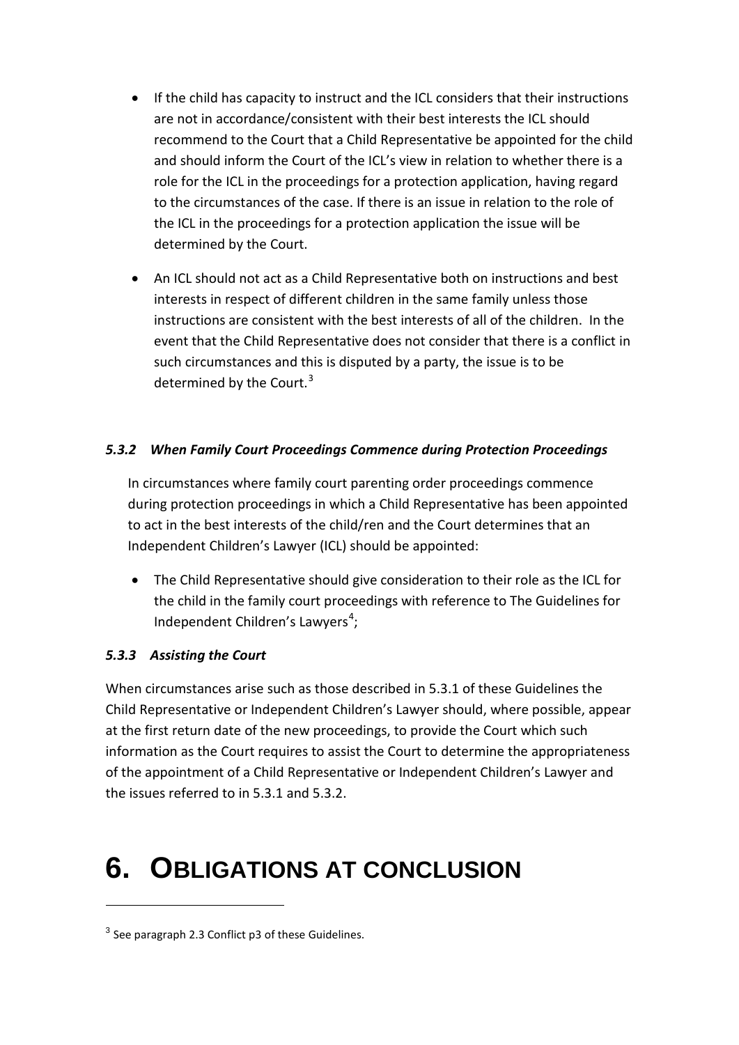- If the child has capacity to instruct and the ICL considers that their instructions are not in accordance/consistent with their best interests the ICL should recommend to the Court that a Child Representative be appointed for the child and should inform the Court of the ICL's view in relation to whether there is a role for the ICL in the proceedings for a protection application, having regard to the circumstances of the case. If there is an issue in relation to the role of the ICL in the proceedings for a protection application the issue will be determined by the Court.
- An ICL should not act as a Child Representative both on instructions and best interests in respect of different children in the same family unless those instructions are consistent with the best interests of all of the children. In the event that the Child Representative does not consider that there is a conflict in such circumstances and this is disputed by a party, the issue is to be determined by the Court.[3]

### *5.3.2 When Family Court Proceedings Commence during Protection Proceedings*

In circumstances where family court parenting order proceedings commence during protection proceedings in which a Child Representative has been appointed to act in the best interests of the child/ren and the Court determines that an Independent Children's Lawyer (ICL) should be appointed:

- The Child Representative should give consideration to their role as the ICL for the child in the family court proceedings with reference to The Guidelines for Independent Children's Lawyers[4];

### *5.3.3 Assisting the Court*

When circumstances arise such as those described in 5.3.1 of these Guidelines the Child Representative or Independent Children's Lawyer should, where possible, appear at the first return date of the new proceedings, to provide the Court which such information as the Court requires to assist the Court to determine the appropriateness of the appointment of a Child Representative or Independent Children's Lawyer and the issues referred to in 5.3.1 and 5.3.2.

# 6. Obligations at Conclusion

[3] See paragraph 2.3 Conflict p3 of these Guidelines.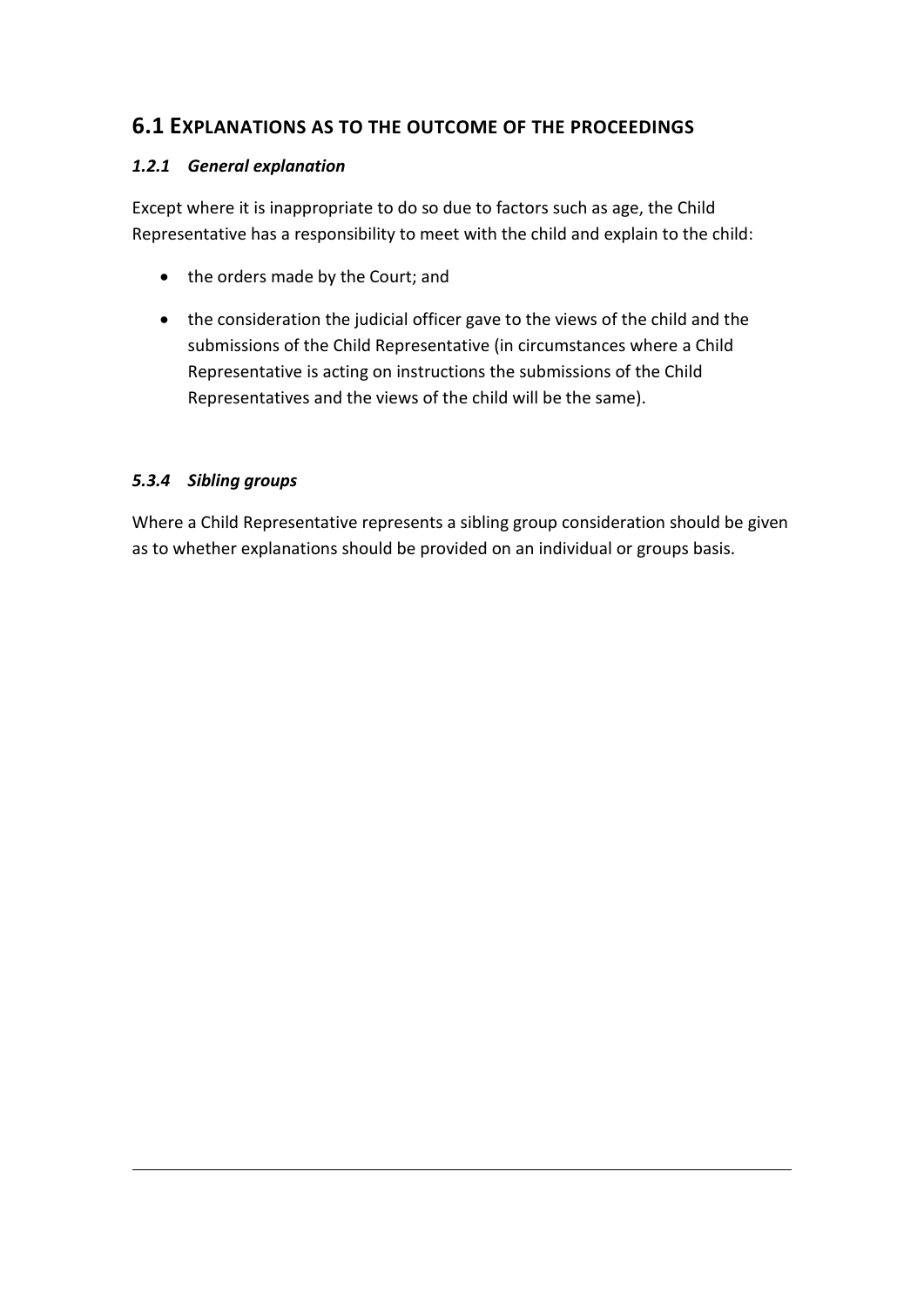## 6.1 Explanations as to the outcome of the proceedings

### *1.2.1 General explanation*

Except where it is inappropriate to do so due to factors such as age, the Child Representative has a responsibility to meet with the child and explain to the child:

- the orders made by the Court; and
- the consideration the judicial officer gave to the views of the child and the submissions of the Child Representative (in circumstances where a Child Representative is acting on instructions the submissions of the Child Representatives and the views of the child will be the same).

### *5.3.4 Sibling groups*

Where a Child Representative represents a sibling group consideration should be given as to whether explanations should be provided on an individual or groups basis.